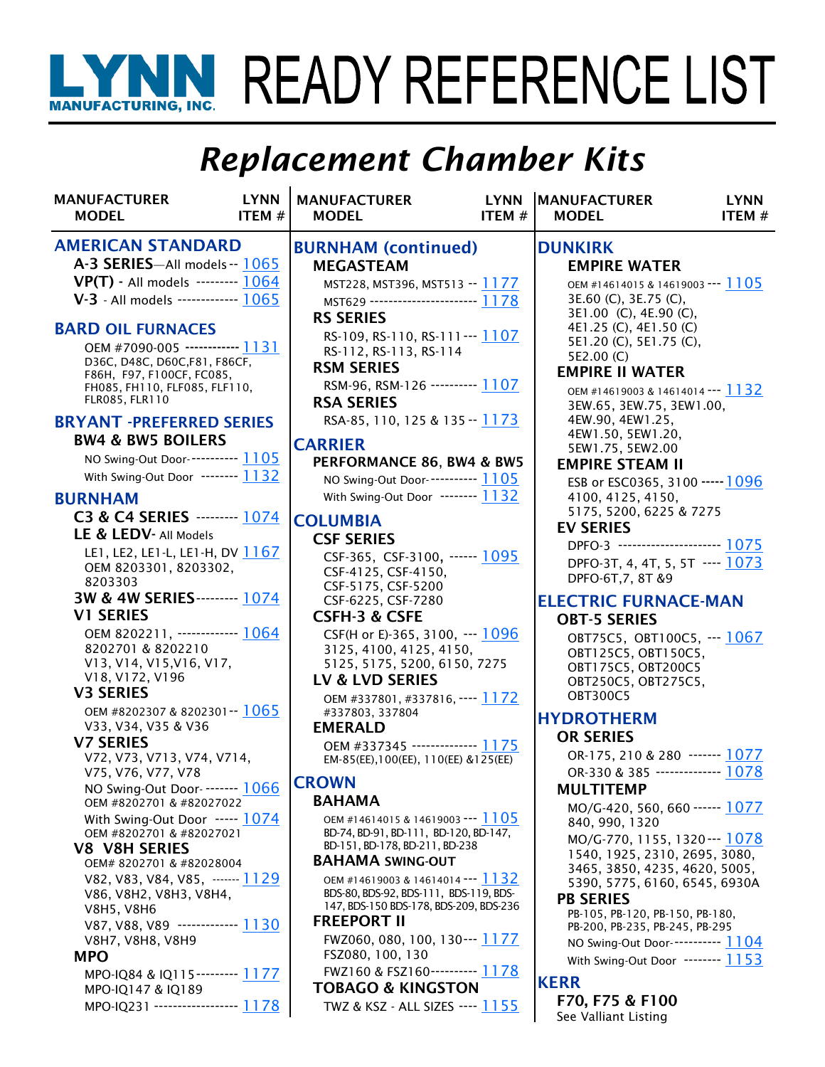# LYNN MANUFACTURING, INC. READY REFERENCE LIST

## *Replacement Chamber Kits*

| MANUFACTURER MODEL | LYNN ITEM # |
|---|---|
| **AMERICAN STANDARD** | |
| **A-3 SERIES**—All models | 1065 |
| **VP(T)** - All models | 1064 |
| **V-3** - All models | 1065 |
| **BARD OIL FURNACES** | |
| OEM #7090-005 D36C, D48C, D60C,F81, F86CF, F86H, F97, F100CF, FC085, FH085, FH110, FLF085, FLF110, FLR085, FLR110 | 1131 |
| **BRYANT -PREFERRED SERIES** | |
| **BW4 & BW5 BOILERS** | |
| NO Swing-Out Door | 1105 |
| With Swing-Out Door | 1132 |
| **BURNHAM** | |
| **C3 & C4 SERIES** | 1074 |
| **LE & LEDV**- All Models | |
| LE1, LE2, LE1-L, LE1-H, DV OEM 8203301, 8203302, 8203303 | 1167 |
| **3W & 4W SERIES** | 1074 |
| **V1 SERIES** | |
| OEM 8202211, 8202701 & 8202210 V13, V14, V15,V16, V17, V18, V172, V196 | 1064 |
| **V3 SERIES** | |
| OEM #8202307 & 8202301 V33, V34, V35 & V36 | 1065 |
| **V7 SERIES** | |
| V72, V73, V713, V74, V714, V75, V76, V77, V78 | |
| NO Swing-Out Door OEM #8202701 & #82027022 | 1066 |
| With Swing-Out Door OEM #8202701 & #82027021 | 1074 |
| **V8 V8H SERIES** | |
| OEM# 8202701 & #82028004 | |
| V82, V83, V84, V85, V86, V8H2, V8H3, V8H4, V8H5, V8H6 | 1129 |
| V87, V88, V89 V8H7, V8H8, V8H9 | 1130 |
| **MPO** | |
| MPO-IQ84 & IQ115 MPO-IQ147 & IQ189 | 1177 |
| MPO-IQ231 | 1178 |
| **BURNHAM (continued)** | |
| **MEGASTEAM** | |
| MST228, MST396, MST513 | 1177 |
| MST629 | 1178 |
| **RS SERIES** | |
| RS-109, RS-110, RS-111 RS-112, RS-113, RS-114 | 1107 |
| **RSM SERIES** | |
| RSM-96, RSM-126 | 1107 |
| **RSA SERIES** | |
| RSA-85, 110, 125 & 135 | 1173 |
| **CARRIER** | |
| **PERFORMANCE 86, BW4 & BW5** | |
| NO Swing-Out Door | 1105 |
| With Swing-Out Door | 1132 |
| **COLUMBIA** | |
| **CSF SERIES** | |
| CSF-365, CSF-3100, CSF-4125, CSF-4150, CSF-5175, CSF-5200 CSF-6225, CSF-7280 | 1095 |
| **CSFH-3 & CSFE** | |
| CSF(H or E)-365, 3100, 3125, 4100, 4125, 4150, 5125, 5175, 5200, 6150, 7275 | 1096 |
| **LV & LVD SERIES** | |
| OEM #337801, #337816, #337803, 337804 | 1172 |
| **EMERALD** | |
| OEM #337345 EM-85(EE),100(EE), 110(EE) &125(EE) | 1175 |
| **CROWN** | |
| **BAHAMA** | |
| OEM #14614015 & 14619003 BD-74, BD-91, BD-111, BD-120, BD-147, BD-151, BD-178, BD-211, BD-238 | 1105 |
| **BAHAMA SWING-OUT** | |
| OEM #14619003 & 14614014 BDS-80, BDS-92, BDS-111, BDS-119, BDS-147, BDS-150 BDS-178, BDS-209, BDS-236 | 1132 |
| **FREEPORT II** | |
| FWZ060, 080, 100, 130 FSZ080, 100, 130 | 1177 |
| FWZ160 & FSZ160 | 1178 |
| **TOBAGO & KINGSTON** | |
| TWZ & KSZ - ALL SIZES | 1155 |
| **DUNKIRK** | |
| **EMPIRE WATER** | |
| OEM #14614015 & 14619003 3E.60 (C), 3E.75 (C), 3E1.00 (C), 4E.90 (C), 4E1.25 (C), 4E1.50 (C) 5E1.20 (C), 5E1.75 (C), 5E2.00 (C) | 1105 |
| **EMPIRE II WATER** | |
| OEM #14619003 & 14614014 3EW.65, 3EW.75, 3EW1.00, 4EW.90, 4EW1.25, 4EW1.50, 5EW1.20, 5EW1.75, 5EW2.00 | 1132 |
| **EMPIRE STEAM II** | |
| ESB or ESC0365, 3100 4100, 4125, 4150, 5175, 5200, 6225 & 7275 | 1096 |
| **EV SERIES** | |
| DPFO-3 | 1075 |
| DPFO-3T, 4, 4T, 5, 5T DPFO-6T,7, 8T &9 | 1073 |
| **ELECTRIC FURNACE-MAN** | |
| **OBT-5 SERIES** | |
| OBT75C5, OBT100C5, OBT125C5, OBT150C5, OBT175C5, OBT200C5 OBT250C5, OBT275C5, OBT300C5 | 1067 |
| **HYDROTHERM** | |
| **OR SERIES** | |
| OR-175, 210 & 280 | 1077 |
| OR-330 & 385 | 1078 |
| **MULTITEMP** | |
| MO/G-420, 560, 660 840, 990, 1320 | 1077 |
| MO/G-770, 1155, 1320 1540, 1925, 2310, 2695, 3080, 3465, 3850, 4235, 4620, 5005, 5390, 5775, 6160, 6545, 6930A | 1078 |
| **PB SERIES** | |
| PB-105, PB-120, PB-150, PB-180, PB-200, PB-235, PB-245, PB-295 | |
| NO Swing-Out Door | 1104 |
| With Swing-Out Door | 1153 |
| **KERR** | |
| **F70, F75 & F100** See Valliant Listing | |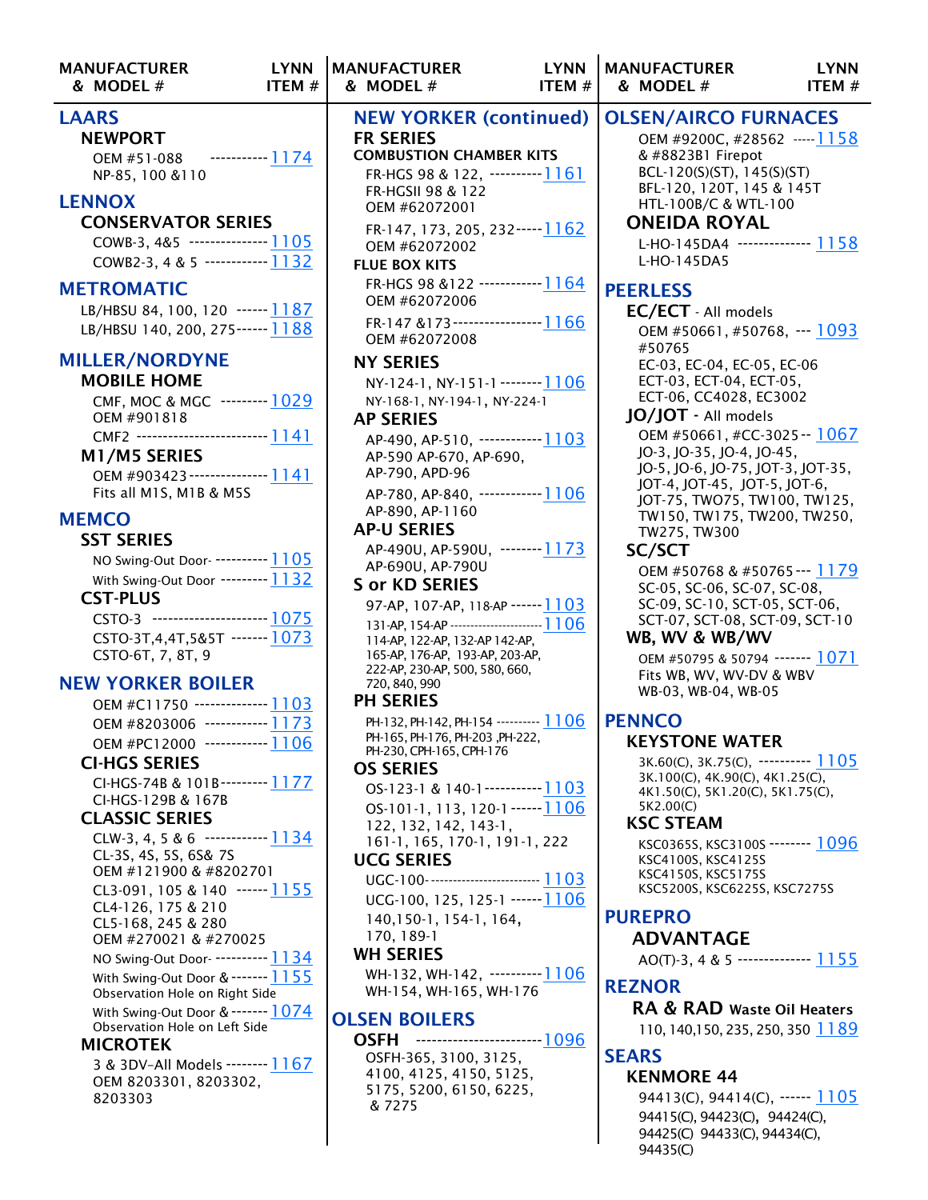| MANUFACTURER & MODEL # | LYNN ITEM # |
|---|---|

## LAARS

**NEWPORT**

| | |
|---|---|
| OEM #51-088 NP-85, 100 &110 | 1174 |

## LENNOX

**CONSERVATOR SERIES**

| | |
|---|---|
| COWB-3, 4&5 | 1105 |
| COWB2-3, 4 & 5 | 1132 |

## METROMATIC

| | |
|---|---|
| LB/HBSU 84, 100, 120 | 1187 |
| LB/HBSU 140, 200, 275 | 1188 |

## MILLER/NORDYNE

**MOBILE HOME**

| | |
|---|---|
| CMF, MOC & MGC OEM #901818 | 1029 |
| CMF2 | 1141 |

**M1/M5 SERIES**

| | |
|---|---|
| OEM #903423 Fits all M1S, M1B & M5S | 1141 |

## MEMCO

**SST SERIES**

| | |
|---|---|
| NO Swing-Out Door | 1105 |
| With Swing-Out Door | 1132 |

**CST-PLUS**

| | |
|---|---|
| CSTO-3 | 1075 |
| CSTO-3T,4,4T,5&5T CSTO-6T, 7, 8T, 9 | 1073 |

## NEW YORKER BOILER

| | |
|---|---|
| OEM #C11750 | 1103 |
| OEM #8203006 | 1173 |
| OEM #PC12000 | 1106 |

**CI-HGS SERIES**

| | |
|---|---|
| CI-HGS-74B & 101B CI-HGS-129B & 167B | 1177 |

**CLASSIC SERIES**

| | |
|---|---|
| CLW-3, 4, 5 & 6 CL-3S, 4S, 5S, 6S& 7S OEM #121900 & #8202701 | 1134 |
| CL3-091, 105 & 140 CL4-126, 175 & 210 CL5-168, 245 & 280 OEM #270021 & #270025 | 1155 |
| NO Swing-Out Door | 1134 |
| With Swing-Out Door & Observation Hole on Right Side | 1155 |
| With Swing-Out Door & Observation Hole on Left Side | 1074 |

**MICROTEK**

| | |
|---|---|
| 3 & 3DV-All Models OEM 8203301, 8203302, 8203303 | 1167 |

## NEW YORKER (continued)

**FR SERIES**

**COMBUSTION CHAMBER KITS**

| | |
|---|---|
| FR-HGS 98 & 122, FR-HGSII 98 & 122 OEM #62072001 | 1161 |
| FR-147, 173, 205, 232 OEM #62072002 | 1162 |

**FLUE BOX KITS**

| | |
|---|---|
| FR-HGS 98 &122 OEM #62072006 | 1164 |
| FR-147 &173 OEM #62072008 | 1166 |

**NY SERIES**

| | |
|---|---|
| NY-124-1, NY-151-1 NY-168-1, NY-194-1, NY-224-1 | 1106 |

**AP SERIES**

| | |
|---|---|
| AP-490, AP-510, AP-590 AP-670, AP-690, AP-790, APD-96 | 1103 |
| AP-780, AP-840, AP-890, AP-1160 | 1106 |

**AP-U SERIES**

| | |
|---|---|
| AP-490U, AP-590U, AP-690U, AP-790U | 1173 |

**S or KD SERIES**

| | |
|---|---|
| 97-AP, 107-AP, 118-AP | 1103 |
| 131-AP, 154-AP 114-AP, 122-AP, 132-AP 142-AP, 165-AP, 176-AP, 193-AP, 203-AP, 222-AP, 230-AP, 500, 580, 660, 720, 840, 990 | 1106 |

**PH SERIES**

| | |
|---|---|
| PH-132, PH-142, PH-154 PH-165, PH-176, PH-203 ,PH-222, PH-230, CPH-165, CPH-176 | 1106 |

**OS SERIES**

| | |
|---|---|
| OS-123-1 & 140-1 | 1103 |
| OS-101-1, 113, 120-1 122, 132, 142, 143-1, 161-1, 165, 170-1, 191-1, 222 | 1106 |

**UCG SERIES**

| | |
|---|---|
| UGC-100 | 1103 |
| UCG-100, 125, 125-1 140,150-1, 154-1, 164, 170, 189-1 | 1106 |

**WH SERIES**

| | |
|---|---|
| WH-132, WH-142, WH-154, WH-165, WH-176 | 1106 |

## OLSEN BOILERS

**OSFH**

| | |
|---|---|
| OSFH-365, 3100, 3125, 4100, 4125, 4150, 5125, 5175, 5200, 6150, 6225, & 7275 | 1096 |

## OLSEN/AIRCO FURNACES

| | |
|---|---|
| OEM #9200C, #28562 & #8823B1 Firepot BCL-120(S)(ST), 145(S)(ST) BFL-120, 120T, 145 & 145T HTL-100B/C & WTL-100 | 1158 |

**ONEIDA ROYAL**

| | |
|---|---|
| L-HO-145DA4 L-HO-145DA5 | 1158 |

## PEERLESS

**EC/ECT** - All models

| | |
|---|---|
| OEM #50661, #50768, #50765 EC-03, EC-04, EC-05, EC-06 ECT-03, ECT-04, ECT-05, ECT-06, CC4028, EC3002 | 1093 |

**JO/JOT** - All models

| | |
|---|---|
| OEM #50661, #CC-3025 JO-3, JO-35, JO-4, JO-45, JO-5, JO-6, JO-75, JOT-3, JOT-35, JOT-4, JOT-45, JOT-5, JOT-6, JOT-75, TWO75, TW100, TW125, TW150, TW175, TW200, TW250, TW275, TW300 | 1067 |

**SC/SCT**

| | |
|---|---|
| OEM #50768 & #50765 SC-05, SC-06, SC-07, SC-08, SC-09, SC-10, SCT-05, SCT-06, SCT-07, SCT-08, SCT-09, SCT-10 | 1179 |

**WB, WV & WB/WV**

| | |
|---|---|
| OEM #50795 & 50794 Fits WB, WV, WV-DV & WBV WB-03, WB-04, WB-05 | 1071 |

## PENNCO

**KEYSTONE WATER**

| | |
|---|---|
| 3K.60(C), 3K.75(C), 3K.100(C), 4K.90(C), 4K1.25(C), 4K1.50(C), 5K1.20(C), 5K1.75(C), 5K2.00(C) | 1105 |

**KSC STEAM**

| | |
|---|---|
| KSC0365S, KSC3100S KSC4100S, KSC4125S KSC4150S, KSC5175S KSC5200S, KSC6225S, KSC7275S | 1096 |

## PUREPRO

**ADVANTAGE**

| | |
|---|---|
| AO(T)-3, 4 & 5 | 1155 |

## REZNOR

**RA & RAD** Waste Oil Heaters

| | |
|---|---|
| 110, 140,150, 235, 250, 350 | 1189 |

## SEARS

**KENMORE 44**

| | |
|---|---|
| 94413(C), 94414(C), 94415(C), 94423(C), 94424(C), 94425(C) 94433(C), 94434(C), 94435(C) | 1105 |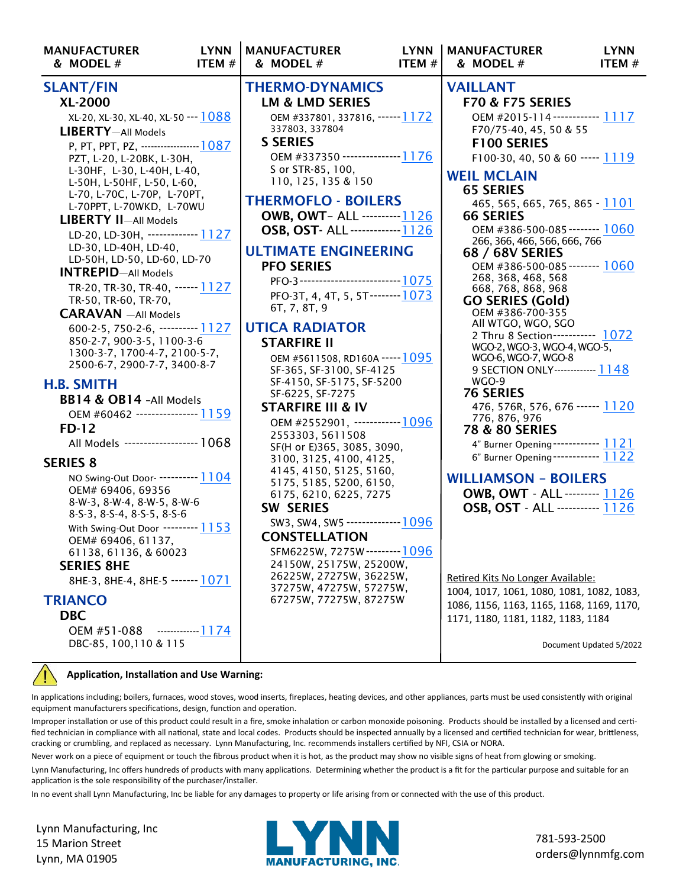| MANUFACTURER & MODEL # | LYNN ITEM # |
|---|---|
| **SLANT/FIN** | |
| **XL-2000** | |
| XL-20, XL-30, XL-40, XL-50 | 1088 |
| **LIBERTY**—All Models | |
| P, PT, PPT, PZ, PZT, L-20, L-20BK, L-30H, L-30HF, L-30, L-40H, L-40, L-50H, L-50HF, L-50, L-60, L-70, L-70C, L-70P, L-70PT, L-70PPT, L-70WKD, L-70WU | 1087 |
| **LIBERTY II**—All Models | |
| LD-20, LD-30H, LD-30, LD-40H, LD-40, LD-50H, LD-50, LD-60, LD-70 | 1127 |
| **INTREPID**—All Models | |
| TR-20, TR-30, TR-40, TR-50, TR-60, TR-70, | 1127 |
| **CARAVAN** —All Models | |
| 600-2-5, 750-2-6, 850-2-7, 900-3-5, 1100-3-6 1300-3-7, 1700-4-7, 2100-5-7, 2500-6-7, 2900-7-7, 3400-8-7 | 1127 |
| **H.B. SMITH** | |
| **BB14 & OB14** –All Models | |
| OEM #60462 | 1159 |
| **FD-12** | |
| All Models | 1068 |
| **SERIES 8** | |
| NO Swing-Out Door- OEM# 69406, 69356 8-W-3, 8-W-4, 8-W-5, 8-W-6 8-S-3, 8-S-4, 8-S-5, 8-S-6 | 1104 |
| With Swing-Out Door OEM# 69406, 61137, 61138, 61136, & 60023 | 1153 |
| **SERIES 8HE** | |
| 8HE-3, 8HE-4, 8HE-5 | 1071 |
| **TRIANCO** | |
| **DBC** | |
| OEM #51-088 DBC-85, 100,110 & 115 | 1174 |

| MANUFACTURER & MODEL # | LYNN ITEM # |
|---|---|
| **THERMO-DYNAMICS** | |
| **LM & LMD SERIES** | |
| OEM #337801, 337816, 337803, 337804 | 1172 |
| **S SERIES** | |
| OEM #337350 S or STR-85, 100, 110, 125, 135 & 150 | 1176 |
| **THERMOFLO - BOILERS** | |
| **OWB, OWT**- ALL | 1126 |
| **OSB, OST**- ALL | 1126 |
| **ULTIMATE ENGINEERING** | |
| **PFO SERIES** | |
| PFO-3 | 1075 |
| PFO-3T, 4, 4T, 5, 5T 6T, 7, 8T, 9 | 1073 |
| **UTICA RADIATOR** | |
| **STARFIRE II** | |
| OEM #5611508, RD160A SF-365, SF-3100, SF-4125 SF-4150, SF-5175, SF-5200 SF-6225, SF-7275 | 1095 |
| **STARFIRE III & IV** | |
| OEM #2552901, 2553303, 5611508 SF(H or E)365, 3085, 3090, 3100, 3125, 4100, 4125, 4145, 4150, 5125, 5160, 5175, 5185, 5200, 6150, 6175, 6210, 6225, 7275 | 1096 |
| **SW SERIES** | |
| SW3, SW4, SW5 | 1096 |
| **CONSTELLATION** | |
| SFM6225W, 7275W 24150W, 25175W, 25200W, 26225W, 27275W, 36225W, 37275W, 47275W, 57275W, 67275W, 77275W, 87275W | 1096 |

| MANUFACTURER & MODEL # | LYNN ITEM # |
|---|---|
| **VAILLANT** | |
| **F70 & F75 SERIES** | |
| OEM #2015-114 F70/75-40, 45, 50 & 55 | 1117 |
| **F100 SERIES** | |
| F100-30, 40, 50 & 60 | 1119 |
| **WEIL MCLAIN** | |
| **65 SERIES** | |
| 465, 565, 665, 765, 865 | 1101 |
| **66 SERIES** | |
| OEM #386-500-085 266, 366, 466, 566, 666, 766 | 1060 |
| **68 / 68V SERIES** | |
| OEM #386-500-085 268, 368, 468, 568 668, 768, 868, 968 | 1060 |
| **GO SERIES (Gold)** | |
| OEM #386-700-355 All WTGO, WGO, SGO 2 Thru 8 Section WGO-2, WGO-3, WGO-4, WGO-5, WGO-6, WGO-7, WGO-8 | 1072 |
| 9 SECTION ONLY WGO-9 | 1148 |
| **76 SERIES** | |
| 476, 576R, 576, 676 776, 876, 976 | 1120 |
| **78 & 80 SERIES** | |
| 4" Burner Opening | 1121 |
| 6" Burner Opening | 1122 |
| **WILLIAMSON - BOILERS** | |
| **OWB, OWT** - ALL | 1126 |
| **OSB, OST** - ALL | 1126 |

Retired Kits No Longer Available:
1004, 1017, 1061, 1080, 1081, 1082, 1083, 1086, 1156, 1163, 1165, 1168, 1169, 1170, 1171, 1180, 1181, 1182, 1183, 1184

Document Updated 5/2022

**Application, Installation and Use Warning:**

In applications including; boilers, furnaces, wood stoves, wood inserts, fireplaces, heating devices, and other appliances, parts must be used consistently with original equipment manufacturers specifications, design, function and operation.

Improper installation or use of this product could result in a fire, smoke inhalation or carbon monoxide poisoning. Products should be installed by a licensed and certified technician in compliance with all national, state and local codes. Products should be inspected annually by a licensed and certified technician for wear, brittleness, cracking or crumbling, and replaced as necessary. Lynn Manufacturing, Inc. recommends installers certified by NFI, CSIA or NORA.

Never work on a piece of equipment or touch the fibrous product when it is hot, as the product may show no visible signs of heat from glowing or smoking.

Lynn Manufacturing, Inc offers hundreds of products with many applications. Determining whether the product is a fit for the particular purpose and suitable for an application is the sole responsibility of the purchaser/installer.

In no event shall Lynn Manufacturing, Inc be liable for any damages to property or life arising from or connected with the use of this product.

Lynn Manufacturing, Inc
15 Marion Street
Lynn, MA 01905

LYNN MANUFACTURING, INC.

781-593-2500
orders@lynnmfg.com